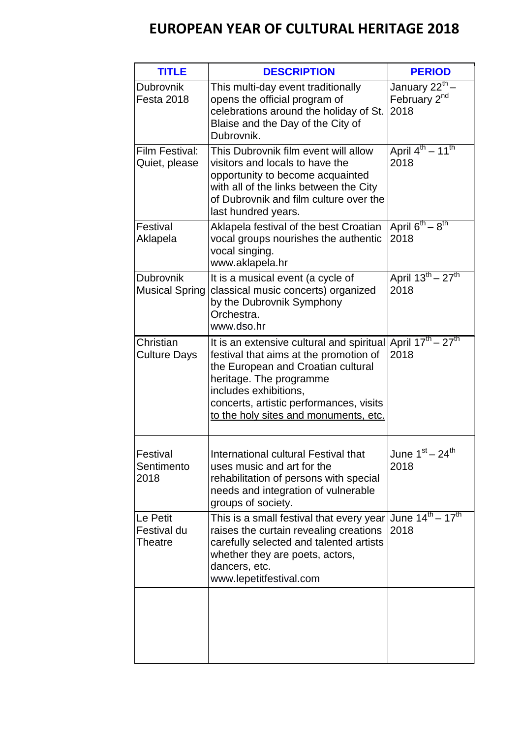# EUROPEAN YEAR OF CULTURAL HERITAGE 2018

| TITLE | DESCRIPTION | PERIOD |
|---|---|---|
| Dubrovnik Festa 2018 | This multi-day event traditionally opens the official program of celebrations around the holiday of St. Blaise and the Day of the City of Dubrovnik. | January 22th – February 2nd 2018 |
| Film Festival: Quiet, please | This Dubrovnik film event will allow visitors and locals to have the opportunity to become acquainted with all of the links between the City of Dubrovnik and film culture over the last hundred years. | April 4th – 11th 2018 |
| Festival Aklapela | Aklapela festival of the best Croatian vocal groups nourishes the authentic vocal singing. www.aklapela.hr | April 6th – 8th 2018 |
| Dubrovnik Musical Spring | It is a musical event (a cycle of classical music concerts) organized by the Dubrovnik Symphony Orchestra. www.dso.hr | April 13th – 27th 2018 |
| Christian Culture Days | It is an extensive cultural and spiritual festival that aims at the promotion of the European and Croatian cultural heritage. The programme includes exhibitions, concerts, artistic performances, visits to the holy sites and monuments, etc. | April 17th – 27th 2018 |
| Festival Sentimento 2018 | International cultural Festival that uses music and art for the rehabilitation of persons with special needs and integration of vulnerable groups of society. | June 1st – 24th 2018 |
| Le Petit Festival du Theatre | This is a small festival that every year raises the curtain revealing creations carefully selected and talented artists whether they are poets, actors, dancers, etc. www.lepetitfestival.com | June 14th – 17th 2018 |
| | | |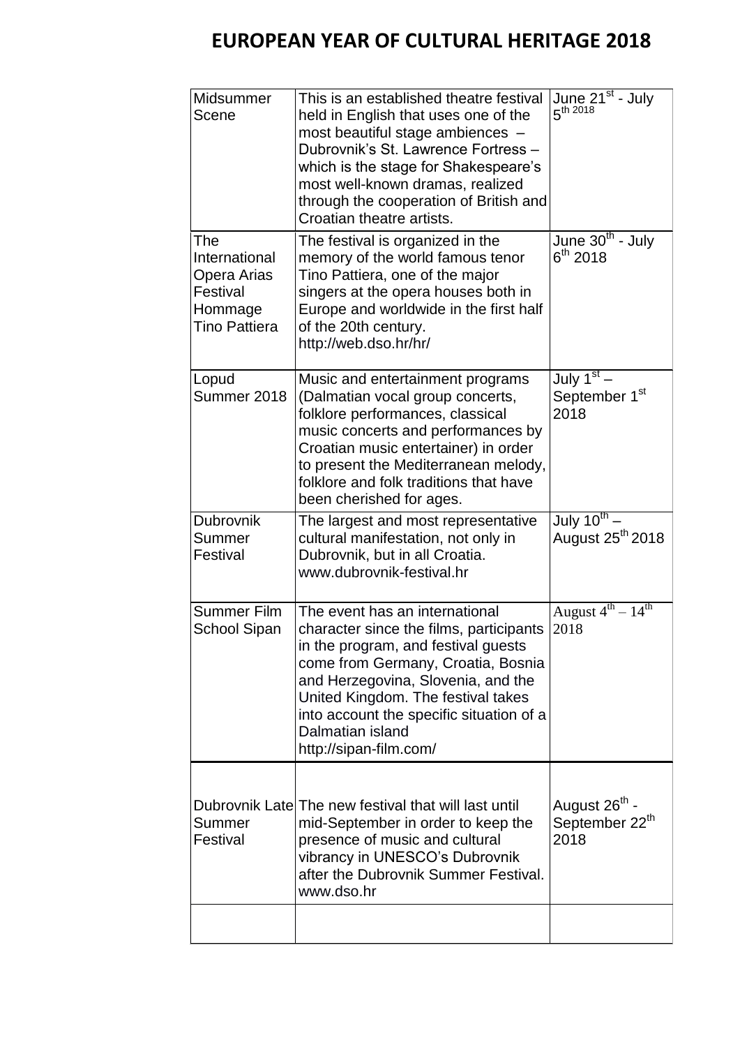# EUROPEAN YEAR OF CULTURAL HERITAGE 2018

| | | |
|---|---|---|
| Midsummer Scene | This is an established theatre festival held in English that uses one of the most beautiful stage ambiences – Dubrovnik's St. Lawrence Fortress – which is the stage for Shakespeare's most well-known dramas, realized through the cooperation of British and Croatian theatre artists. | June 21st - July 5th 2018 |
| The International Opera Arias Festival Hommage Tino Pattiera | The festival is organized in the memory of the world famous tenor Tino Pattiera, one of the major singers at the opera houses both in Europe and worldwide in the first half of the 20th century. http://web.dso.hr/hr/ | June 30th - July 6th 2018 |
| Lopud Summer 2018 | Music and entertainment programs (Dalmatian vocal group concerts, folklore performances, classical music concerts and performances by Croatian music entertainer) in order to present the Mediterranean melody, folklore and folk traditions that have been cherished for ages. | July 1st – September 1st 2018 |
| Dubrovnik Summer Festival | The largest and most representative cultural manifestation, not only in Dubrovnik, but in all Croatia. www.dubrovnik-festival.hr | July 10th – August 25th 2018 |
| Summer Film School Sipan | The event has an international character since the films, participants in the program, and festival guests come from Germany, Croatia, Bosnia and Herzegovina, Slovenia, and the United Kingdom. The festival takes into account the specific situation of a Dalmatian island http://sipan-film.com/ | August 4th – 14th 2018 |
| Dubrovnik Late Summer Festival | The new festival that will last until mid-September in order to keep the presence of music and cultural vibrancy in UNESCO's Dubrovnik after the Dubrovnik Summer Festival. www.dso.hr | August 26th - September 22th 2018 |
| | | |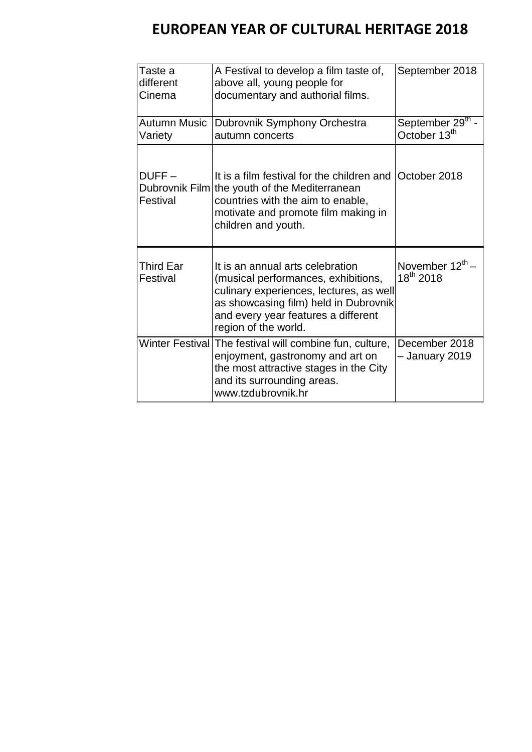# EUROPEAN YEAR OF CULTURAL HERITAGE 2018

| | | |
|---|---|---|
| Taste a different Cinema | A Festival to develop a film taste of, above all, young people for documentary and authorial films. | September 2018 |
| Autumn Music Variety | Dubrovnik Symphony Orchestra autumn concerts | September 29th - October 13th |
| DUFF – Dubrovnik Film Festival | It is a film festival for the children and the youth of the Mediterranean countries with the aim to enable, motivate and promote film making in children and youth. | October 2018 |
| Third Ear Festival | It is an annual arts celebration (musical performances, exhibitions, culinary experiences, lectures, as well as showcasing film) held in Dubrovnik and every year features a different region of the world. | November 12th – 18th 2018 |
| Winter Festival | The festival will combine fun, culture, enjoyment, gastronomy and art on the most attractive stages in the City and its surrounding areas. www.tzdubrovnik.hr | December 2018 – January 2019 |